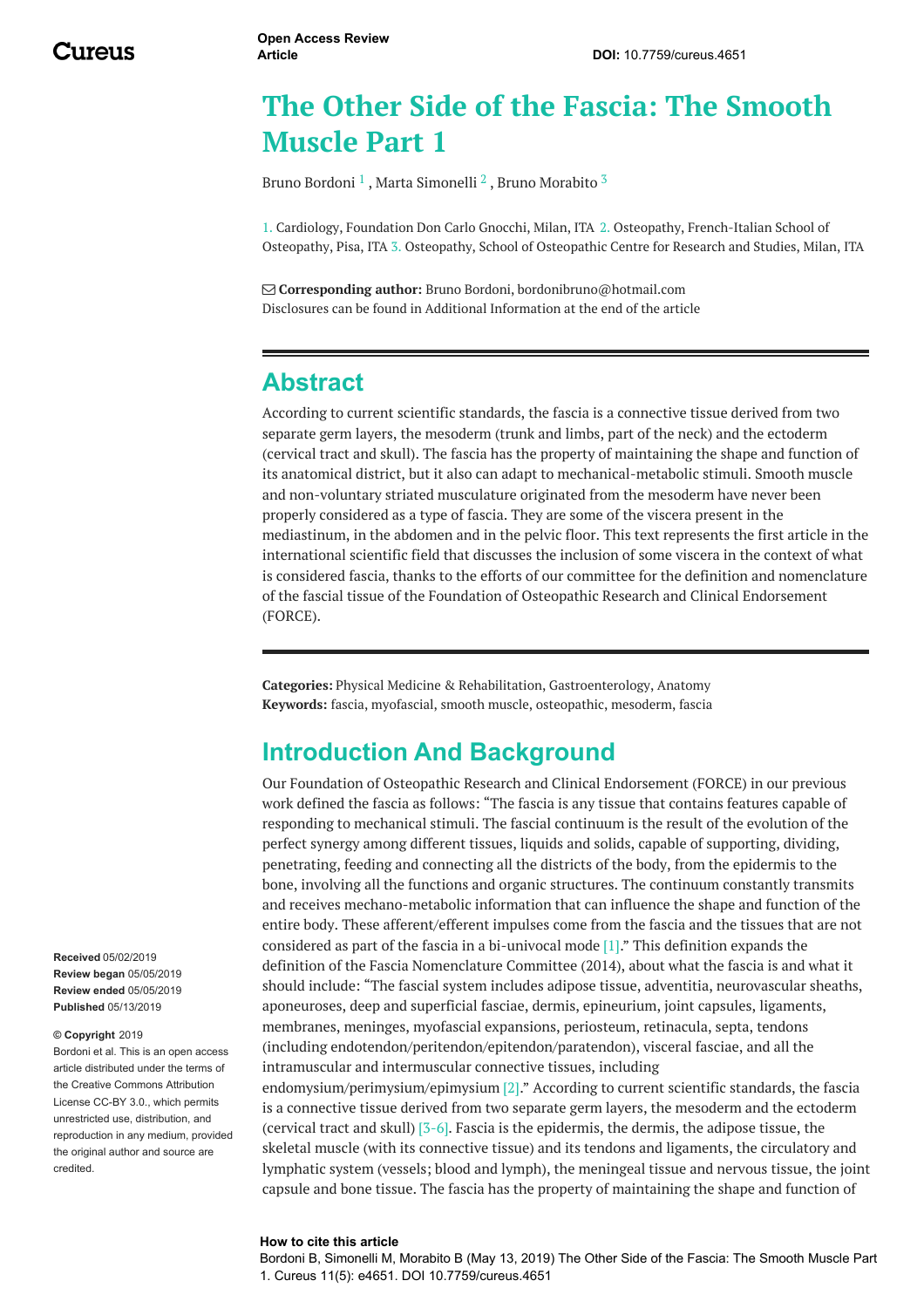Open Access Review Article

DOI: 10.7759/cureus.4651

# The Other Side of the Fascia: The Smooth Muscle Part 1

Bruno Bordoni [1] , Marta Simonelli [2] , Bruno Morabito [3]

1. Cardiology, Foundation Don Carlo Gnocchi, Milan, ITA 2. Osteopathy, French-Italian School of Osteopathy, Pisa, ITA 3. Osteopathy, School of Osteopathic Centre for Research and Studies, Milan, ITA

**Corresponding author:** Bruno Bordoni, bordonibruno@hotmail.com
Disclosures can be found in Additional Information at the end of the article

## Abstract

According to current scientific standards, the fascia is a connective tissue derived from two separate germ layers, the mesoderm (trunk and limbs, part of the neck) and the ectoderm (cervical tract and skull). The fascia has the property of maintaining the shape and function of its anatomical district, but it also can adapt to mechanical-metabolic stimuli. Smooth muscle and non-voluntary striated musculature originated from the mesoderm have never been properly considered as a type of fascia. They are some of the viscera present in the mediastinum, in the abdomen and in the pelvic floor. This text represents the first article in the international scientific field that discusses the inclusion of some viscera in the context of what is considered fascia, thanks to the efforts of our committee for the definition and nomenclature of the fascial tissue of the Foundation of Osteopathic Research and Clinical Endorsement (FORCE).

**Categories:** Physical Medicine & Rehabilitation, Gastroenterology, Anatomy
**Keywords:** fascia, myofascial, smooth muscle, osteopathic, mesoderm, fascia

## Introduction And Background

Our Foundation of Osteopathic Research and Clinical Endorsement (FORCE) in our previous work defined the fascia as follows: "The fascia is any tissue that contains features capable of responding to mechanical stimuli. The fascial continuum is the result of the evolution of the perfect synergy among different tissues, liquids and solids, capable of supporting, dividing, penetrating, feeding and connecting all the districts of the body, from the epidermis to the bone, involving all the functions and organic structures. The continuum constantly transmits and receives mechano-metabolic information that can influence the shape and function of the entire body. These afferent/efferent impulses come from the fascia and the tissues that are not considered as part of the fascia in a bi-univocal mode [1]." This definition expands the definition of the Fascia Nomenclature Committee (2014), about what the fascia is and what it should include: "The fascial system includes adipose tissue, adventitia, neurovascular sheaths, aponeuroses, deep and superficial fasciae, dermis, epineurium, joint capsules, ligaments, membranes, meninges, myofascial expansions, periosteum, retinacula, septa, tendons (including endotendon/peritendon/epitendon/paratendon), visceral fasciae, and all the intramuscular and intermuscular connective tissues, including endomysium/perimysium/epimysium [2]." According to current scientific standards, the fascia is a connective tissue derived from two separate germ layers, the mesoderm and the ectoderm (cervical tract and skull) [3-6]. Fascia is the epidermis, the dermis, the adipose tissue, the skeletal muscle (with its connective tissue) and its tendons and ligaments, the circulatory and lymphatic system (vessels; blood and lymph), the meningeal tissue and nervous tissue, the joint capsule and bone tissue. The fascia has the property of maintaining the shape and function of

**Received** 05/02/2019
**Review began** 05/05/2019
**Review ended** 05/05/2019
**Published** 05/13/2019

**© Copyright** 2019
Bordoni et al. This is an open access article distributed under the terms of the Creative Commons Attribution License CC-BY 3.0., which permits unrestricted use, distribution, and reproduction in any medium, provided the original author and source are credited.

**How to cite this article**
Bordoni B, Simonelli M, Morabito B (May 13, 2019) The Other Side of the Fascia: The Smooth Muscle Part 1. Cureus 11(5): e4651. DOI 10.7759/cureus.4651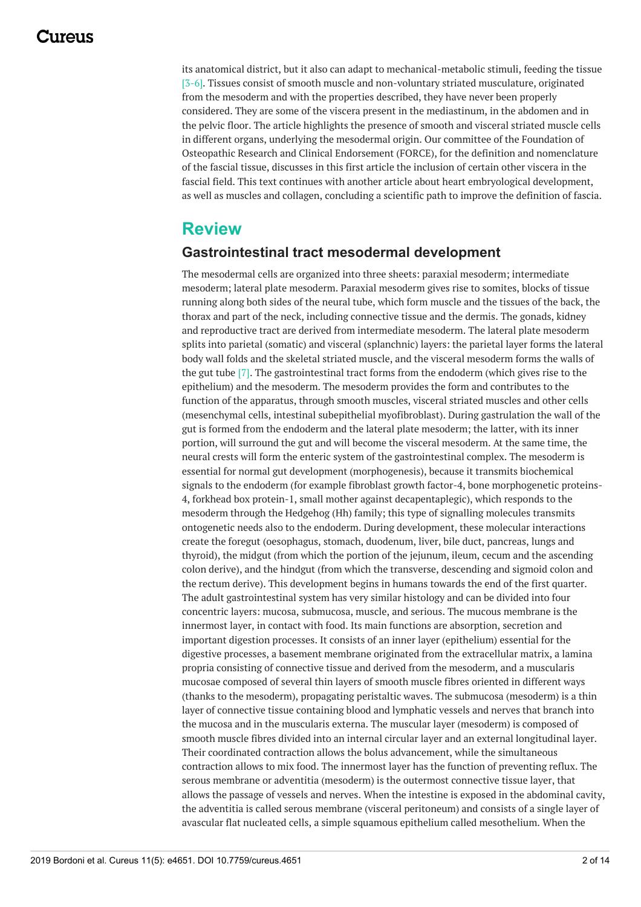its anatomical district, but it also can adapt to mechanical-metabolic stimuli, feeding the tissue [3-6]. Tissues consist of smooth muscle and non-voluntary striated musculature, originated from the mesoderm and with the properties described, they have never been properly considered. They are some of the viscera present in the mediastinum, in the abdomen and in the pelvic floor. The article highlights the presence of smooth and visceral striated muscle cells in different organs, underlying the mesodermal origin. Our committee of the Foundation of Osteopathic Research and Clinical Endorsement (FORCE), for the definition and nomenclature of the fascial tissue, discusses in this first article the inclusion of certain other viscera in the fascial field. This text continues with another article about heart embryological development, as well as muscles and collagen, concluding a scientific path to improve the definition of fascia.

## Review

### Gastrointestinal tract mesodermal development

The mesodermal cells are organized into three sheets: paraxial mesoderm; intermediate mesoderm; lateral plate mesoderm. Paraxial mesoderm gives rise to somites, blocks of tissue running along both sides of the neural tube, which form muscle and the tissues of the back, the thorax and part of the neck, including connective tissue and the dermis. The gonads, kidney and reproductive tract are derived from intermediate mesoderm. The lateral plate mesoderm splits into parietal (somatic) and visceral (splanchnic) layers: the parietal layer forms the lateral body wall folds and the skeletal striated muscle, and the visceral mesoderm forms the walls of the gut tube [7]. The gastrointestinal tract forms from the endoderm (which gives rise to the epithelium) and the mesoderm. The mesoderm provides the form and contributes to the function of the apparatus, through smooth muscles, visceral striated muscles and other cells (mesenchymal cells, intestinal subepithelial myofibroblast). During gastrulation the wall of the gut is formed from the endoderm and the lateral plate mesoderm; the latter, with its inner portion, will surround the gut and will become the visceral mesoderm. At the same time, the neural crests will form the enteric system of the gastrointestinal complex. The mesoderm is essential for normal gut development (morphogenesis), because it transmits biochemical signals to the endoderm (for example fibroblast growth factor-4, bone morphogenetic proteins-4, forkhead box protein-1, small mother against decapentaplegic), which responds to the mesoderm through the Hedgehog (Hh) family; this type of signalling molecules transmits ontogenetic needs also to the endoderm. During development, these molecular interactions create the foregut (oesophagus, stomach, duodenum, liver, bile duct, pancreas, lungs and thyroid), the midgut (from which the portion of the jejunum, ileum, cecum and the ascending colon derive), and the hindgut (from which the transverse, descending and sigmoid colon and the rectum derive). This development begins in humans towards the end of the first quarter. The adult gastrointestinal system has very similar histology and can be divided into four concentric layers: mucosa, submucosa, muscle, and serious. The mucous membrane is the innermost layer, in contact with food. Its main functions are absorption, secretion and important digestion processes. It consists of an inner layer (epithelium) essential for the digestive processes, a basement membrane originated from the extracellular matrix, a lamina propria consisting of connective tissue and derived from the mesoderm, and a muscularis mucosae composed of several thin layers of smooth muscle fibres oriented in different ways (thanks to the mesoderm), propagating peristaltic waves. The submucosa (mesoderm) is a thin layer of connective tissue containing blood and lymphatic vessels and nerves that branch into the mucosa and in the muscularis externa. The muscular layer (mesoderm) is composed of smooth muscle fibres divided into an internal circular layer and an external longitudinal layer. Their coordinated contraction allows the bolus advancement, while the simultaneous contraction allows to mix food. The innermost layer has the function of preventing reflux. The serous membrane or adventitia (mesoderm) is the outermost connective tissue layer, that allows the passage of vessels and nerves. When the intestine is exposed in the abdominal cavity, the adventitia is called serous membrane (visceral peritoneum) and consists of a single layer of avascular flat nucleated cells, a simple squamous epithelium called mesothelium. When the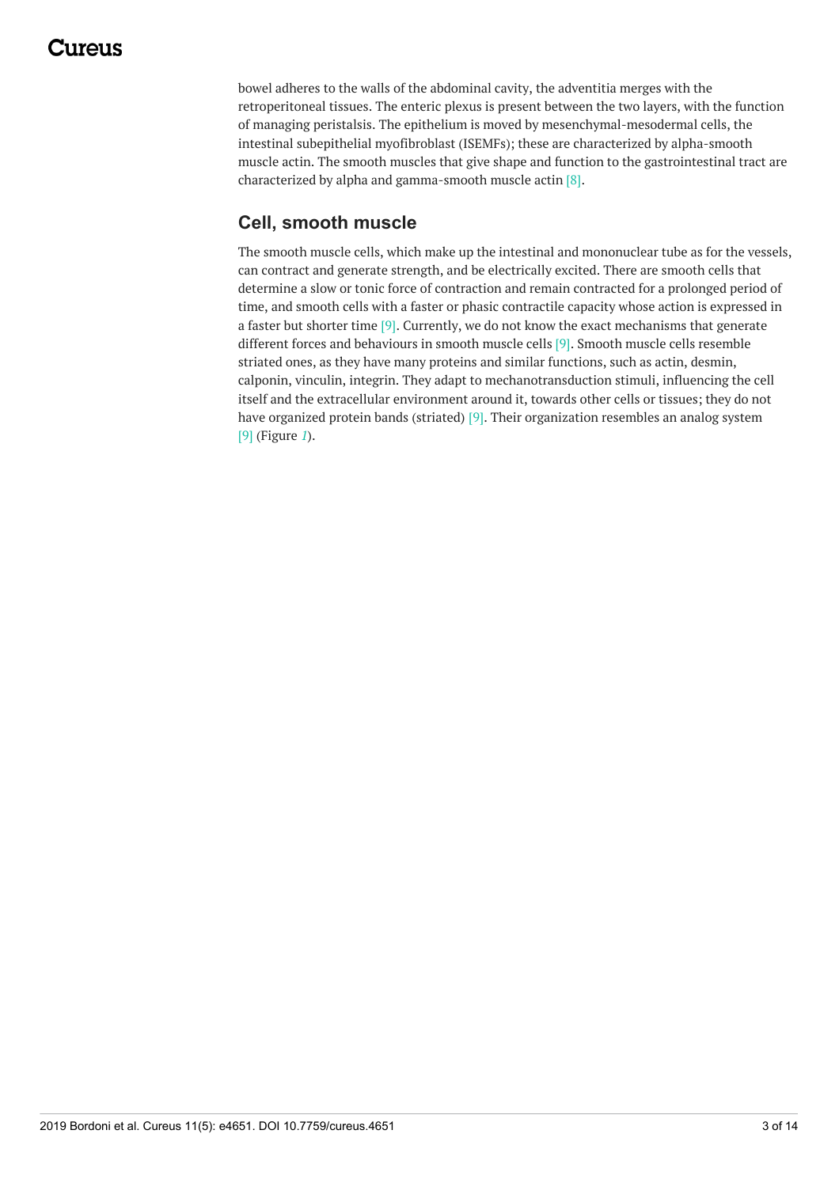bowel adheres to the walls of the abdominal cavity, the adventitia merges with the retroperitoneal tissues. The enteric plexus is present between the two layers, with the function of managing peristalsis. The epithelium is moved by mesenchymal-mesodermal cells, the intestinal subepithelial myofibroblast (ISEMFs); these are characterized by alpha-smooth muscle actin. The smooth muscles that give shape and function to the gastrointestinal tract are characterized by alpha and gamma-smooth muscle actin [8].

## Cell, smooth muscle

The smooth muscle cells, which make up the intestinal and mononuclear tube as for the vessels, can contract and generate strength, and be electrically excited. There are smooth cells that determine a slow or tonic force of contraction and remain contracted for a prolonged period of time, and smooth cells with a faster or phasic contractile capacity whose action is expressed in a faster but shorter time [9]. Currently, we do not know the exact mechanisms that generate different forces and behaviours in smooth muscle cells [9]. Smooth muscle cells resemble striated ones, as they have many proteins and similar functions, such as actin, desmin, calponin, vinculin, integrin. They adapt to mechanotransduction stimuli, influencing the cell itself and the extracellular environment around it, towards other cells or tissues; they do not have organized protein bands (striated) [9]. Their organization resembles an analog system [9] (Figure *1*).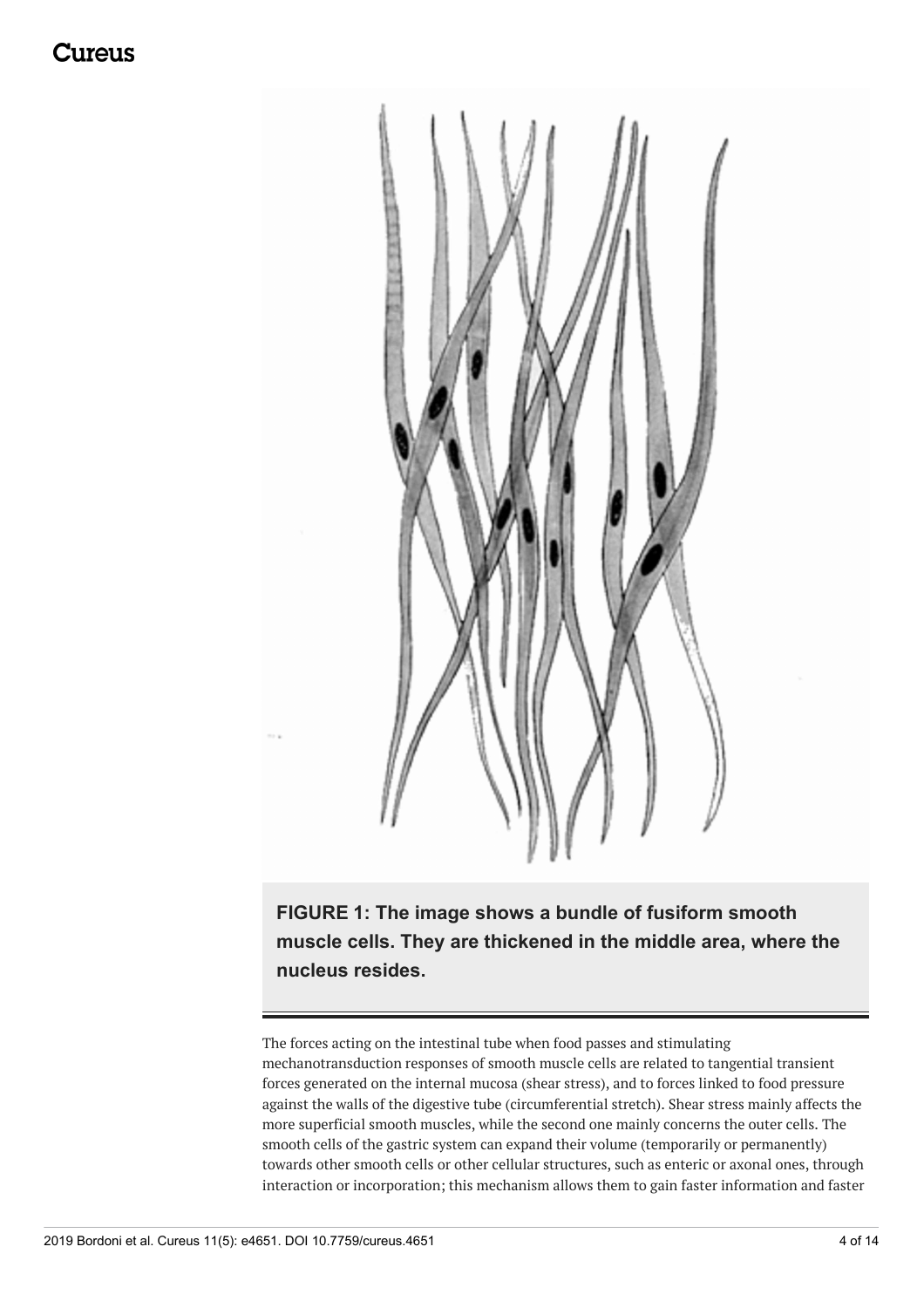**FIGURE 1: The image shows a bundle of fusiform smooth muscle cells. They are thickened in the middle area, where the nucleus resides.**

The forces acting on the intestinal tube when food passes and stimulating mechanotransduction responses of smooth muscle cells are related to tangential transient forces generated on the internal mucosa (shear stress), and to forces linked to food pressure against the walls of the digestive tube (circumferential stretch). Shear stress mainly affects the more superficial smooth muscles, while the second one mainly concerns the outer cells. The smooth cells of the gastric system can expand their volume (temporarily or permanently) towards other smooth cells or other cellular structures, such as enteric or axonal ones, through interaction or incorporation; this mechanism allows them to gain faster information and faster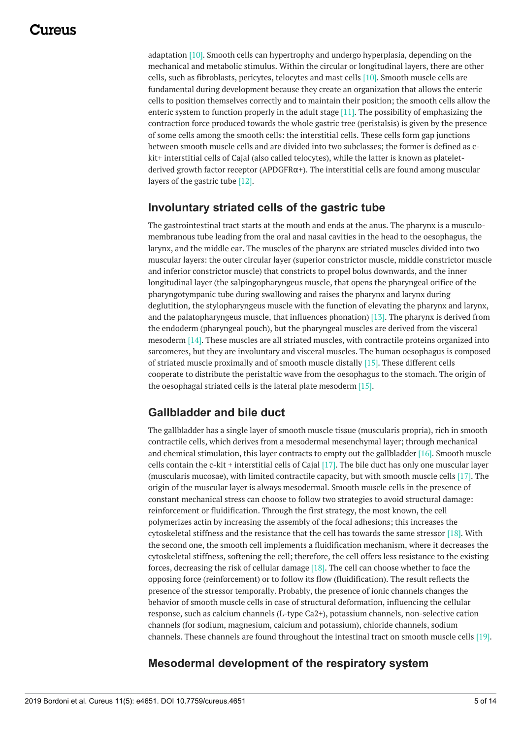adaptation [10]. Smooth cells can hypertrophy and undergo hyperplasia, depending on the mechanical and metabolic stimulus. Within the circular or longitudinal layers, there are other cells, such as fibroblasts, pericytes, telocytes and mast cells [10]. Smooth muscle cells are fundamental during development because they create an organization that allows the enteric cells to position themselves correctly and to maintain their position; the smooth cells allow the enteric system to function properly in the adult stage [11]. The possibility of emphasizing the contraction force produced towards the whole gastric tree (peristalsis) is given by the presence of some cells among the smooth cells: the interstitial cells. These cells form gap junctions between smooth muscle cells and are divided into two subclasses; the former is defined as c-kit+ interstitial cells of Cajal (also called telocytes), while the latter is known as platelet-derived growth factor receptor (APDGFRα+). The interstitial cells are found among muscular layers of the gastric tube [12].

## Involuntary striated cells of the gastric tube

The gastrointestinal tract starts at the mouth and ends at the anus. The pharynx is a musculo-membranous tube leading from the oral and nasal cavities in the head to the oesophagus, the larynx, and the middle ear. The muscles of the pharynx are striated muscles divided into two muscular layers: the outer circular layer (superior constrictor muscle, middle constrictor muscle and inferior constrictor muscle) that constricts to propel bolus downwards, and the inner longitudinal layer (the salpingopharyngeus muscle, that opens the pharyngeal orifice of the pharyngotympanic tube during swallowing and raises the pharynx and larynx during deglutition, the stylopharyngeus muscle with the function of elevating the pharynx and larynx, and the palatopharyngeus muscle, that influences phonation) [13]. The pharynx is derived from the endoderm (pharyngeal pouch), but the pharyngeal muscles are derived from the visceral mesoderm [14]. These muscles are all striated muscles, with contractile proteins organized into sarcomeres, but they are involuntary and visceral muscles. The human oesophagus is composed of striated muscle proximally and of smooth muscle distally [15]. These different cells cooperate to distribute the peristaltic wave from the oesophagus to the stomach. The origin of the oesophagal striated cells is the lateral plate mesoderm [15].

## Gallbladder and bile duct

The gallbladder has a single layer of smooth muscle tissue (muscularis propria), rich in smooth contractile cells, which derives from a mesodermal mesenchymal layer; through mechanical and chemical stimulation, this layer contracts to empty out the gallbladder [16]. Smooth muscle cells contain the c-kit + interstitial cells of Cajal [17]. The bile duct has only one muscular layer (muscularis mucosae), with limited contractile capacity, but with smooth muscle cells [17]. The origin of the muscular layer is always mesodermal. Smooth muscle cells in the presence of constant mechanical stress can choose to follow two strategies to avoid structural damage: reinforcement or fluidification. Through the first strategy, the most known, the cell polymerizes actin by increasing the assembly of the focal adhesions; this increases the cytoskeletal stiffness and the resistance that the cell has towards the same stressor [18]. With the second one, the smooth cell implements a fluidification mechanism, where it decreases the cytoskeletal stiffness, softening the cell; therefore, the cell offers less resistance to the existing forces, decreasing the risk of cellular damage [18]. The cell can choose whether to face the opposing force (reinforcement) or to follow its flow (fluidification). The result reflects the presence of the stressor temporally. Probably, the presence of ionic channels changes the behavior of smooth muscle cells in case of structural deformation, influencing the cellular response, such as calcium channels (L-type $Ca^{2+}$), potassium channels, non-selective cation channels (for sodium, magnesium, calcium and potassium), chloride channels, sodium channels. These channels are found throughout the intestinal tract on smooth muscle cells [19].

## Mesodermal development of the respiratory system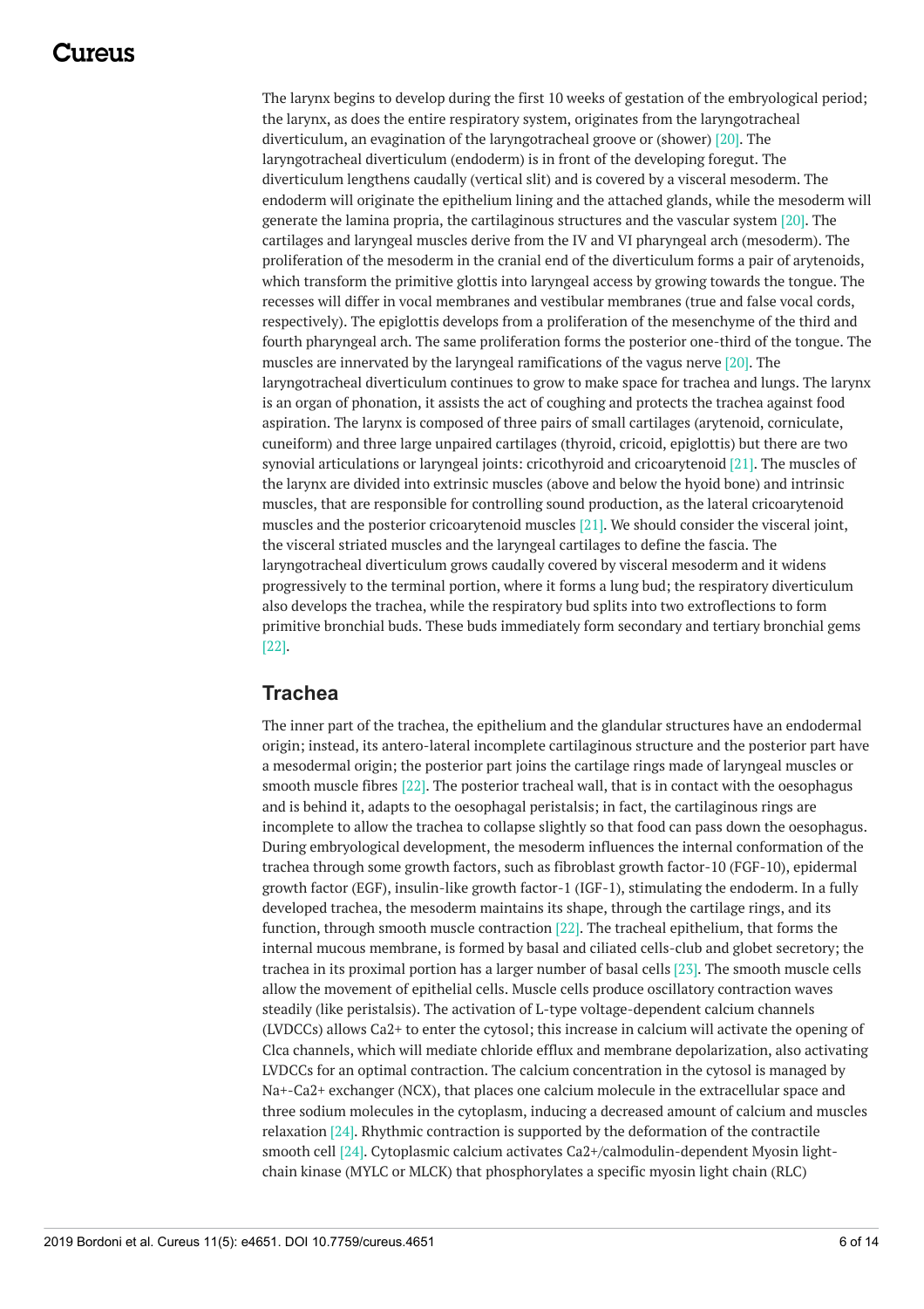The larynx begins to develop during the first 10 weeks of gestation of the embryological period; the larynx, as does the entire respiratory system, originates from the laryngotracheal diverticulum, an evagination of the laryngotracheal groove or (shower) [20]. The laryngotracheal diverticulum (endoderm) is in front of the developing foregut. The diverticulum lengthens caudally (vertical slit) and is covered by a visceral mesoderm. The endoderm will originate the epithelium lining and the attached glands, while the mesoderm will generate the lamina propria, the cartilaginous structures and the vascular system [20]. The cartilages and laryngeal muscles derive from the IV and VI pharyngeal arch (mesoderm). The proliferation of the mesoderm in the cranial end of the diverticulum forms a pair of arytenoids, which transform the primitive glottis into laryngeal access by growing towards the tongue. The recesses will differ in vocal membranes and vestibular membranes (true and false vocal cords, respectively). The epiglottis develops from a proliferation of the mesenchyme of the third and fourth pharyngeal arch. The same proliferation forms the posterior one-third of the tongue. The muscles are innervated by the laryngeal ramifications of the vagus nerve [20]. The laryngotracheal diverticulum continues to grow to make space for trachea and lungs. The larynx is an organ of phonation, it assists the act of coughing and protects the trachea against food aspiration. The larynx is composed of three pairs of small cartilages (arytenoid, corniculate, cuneiform) and three large unpaired cartilages (thyroid, cricoid, epiglottis) but there are two synovial articulations or laryngeal joints: cricothyroid and cricoarytenoid [21]. The muscles of the larynx are divided into extrinsic muscles (above and below the hyoid bone) and intrinsic muscles, that are responsible for controlling sound production, as the lateral cricoarytenoid muscles and the posterior cricoarytenoid muscles [21]. We should consider the visceral joint, the visceral striated muscles and the laryngeal cartilages to define the fascia. The laryngotracheal diverticulum grows caudally covered by visceral mesoderm and it widens progressively to the terminal portion, where it forms a lung bud; the respiratory diverticulum also develops the trachea, while the respiratory bud splits into two extroflections to form primitive bronchial buds. These buds immediately form secondary and tertiary bronchial gems [22].

## Trachea

The inner part of the trachea, the epithelium and the glandular structures have an endodermal origin; instead, its antero-lateral incomplete cartilaginous structure and the posterior part have a mesodermal origin; the posterior part joins the cartilage rings made of laryngeal muscles or smooth muscle fibres [22]. The posterior tracheal wall, that is in contact with the oesophagus and is behind it, adapts to the oesophagal peristalsis; in fact, the cartilaginous rings are incomplete to allow the trachea to collapse slightly so that food can pass down the oesophagus. During embryological development, the mesoderm influences the internal conformation of the trachea through some growth factors, such as fibroblast growth factor-10 (FGF-10), epidermal growth factor (EGF), insulin-like growth factor-1 (IGF-1), stimulating the endoderm. In a fully developed trachea, the mesoderm maintains its shape, through the cartilage rings, and its function, through smooth muscle contraction [22]. The tracheal epithelium, that forms the internal mucous membrane, is formed by basal and ciliated cells-club and globet secretory; the trachea in its proximal portion has a larger number of basal cells [23]. The smooth muscle cells allow the movement of epithelial cells. Muscle cells produce oscillatory contraction waves steadily (like peristalsis). The activation of L-type voltage-dependent calcium channels (LVDCCs) allows $Ca^{2+}$ to enter the cytosol; this increase in calcium will activate the opening of Clca channels, which will mediate chloride efflux and membrane depolarization, also activating LVDCCs for an optimal contraction. The calcium concentration in the cytosol is managed by $Na^{+}$-$Ca^{2+}$ exchanger (NCX), that places one calcium molecule in the extracellular space and three sodium molecules in the cytoplasm, inducing a decreased amount of calcium and muscles relaxation [24]. Rhythmic contraction is supported by the deformation of the contractile smooth cell [24]. Cytoplasmic calcium activates $Ca^{2+}$/calmodulin-dependent Myosin light-chain kinase (MYLC or MLCK) that phosphorylates a specific myosin light chain (RLC)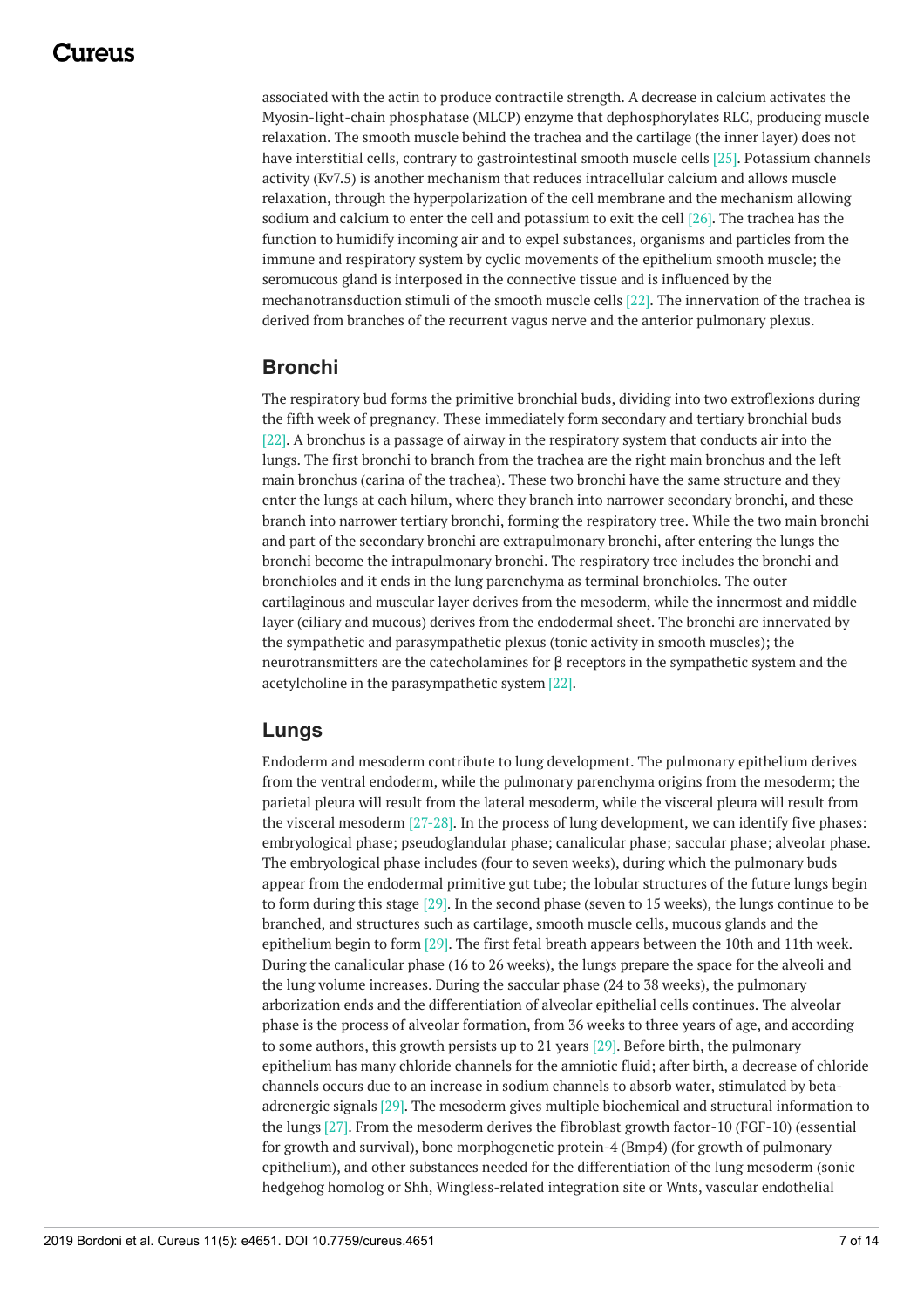associated with the actin to produce contractile strength. A decrease in calcium activates the Myosin-light-chain phosphatase (MLCP) enzyme that dephosphorylates RLC, producing muscle relaxation. The smooth muscle behind the trachea and the cartilage (the inner layer) does not have interstitial cells, contrary to gastrointestinal smooth muscle cells [25]. Potassium channels activity (Kv7.5) is another mechanism that reduces intracellular calcium and allows muscle relaxation, through the hyperpolarization of the cell membrane and the mechanism allowing sodium and calcium to enter the cell and potassium to exit the cell [26]. The trachea has the function to humidify incoming air and to expel substances, organisms and particles from the immune and respiratory system by cyclic movements of the epithelium smooth muscle; the seromucous gland is interposed in the connective tissue and is influenced by the mechanotransduction stimuli of the smooth muscle cells [22]. The innervation of the trachea is derived from branches of the recurrent vagus nerve and the anterior pulmonary plexus.

## Bronchi

The respiratory bud forms the primitive bronchial buds, dividing into two extroflexions during the fifth week of pregnancy. These immediately form secondary and tertiary bronchial buds [22]. A bronchus is a passage of airway in the respiratory system that conducts air into the lungs. The first bronchi to branch from the trachea are the right main bronchus and the left main bronchus (carina of the trachea). These two bronchi have the same structure and they enter the lungs at each hilum, where they branch into narrower secondary bronchi, and these branch into narrower tertiary bronchi, forming the respiratory tree. While the two main bronchi and part of the secondary bronchi are extrapulmonary bronchi, after entering the lungs the bronchi become the intrapulmonary bronchi. The respiratory tree includes the bronchi and bronchioles and it ends in the lung parenchyma as terminal bronchioles. The outer cartilaginous and muscular layer derives from the mesoderm, while the innermost and middle layer (ciliary and mucous) derives from the endodermal sheet. The bronchi are innervated by the sympathetic and parasympathetic plexus (tonic activity in smooth muscles); the neurotransmitters are the catecholamines for β receptors in the sympathetic system and the acetylcholine in the parasympathetic system [22].

## Lungs

Endoderm and mesoderm contribute to lung development. The pulmonary epithelium derives from the ventral endoderm, while the pulmonary parenchyma origins from the mesoderm; the parietal pleura will result from the lateral mesoderm, while the visceral pleura will result from the visceral mesoderm [27-28]. In the process of lung development, we can identify five phases: embryological phase; pseudoglandular phase; canalicular phase; saccular phase; alveolar phase. The embryological phase includes (four to seven weeks), during which the pulmonary buds appear from the endodermal primitive gut tube; the lobular structures of the future lungs begin to form during this stage [29]. In the second phase (seven to 15 weeks), the lungs continue to be branched, and structures such as cartilage, smooth muscle cells, mucous glands and the epithelium begin to form [29]. The first fetal breath appears between the 10th and 11th week. During the canalicular phase (16 to 26 weeks), the lungs prepare the space for the alveoli and the lung volume increases. During the saccular phase (24 to 38 weeks), the pulmonary arborization ends and the differentiation of alveolar epithelial cells continues. The alveolar phase is the process of alveolar formation, from 36 weeks to three years of age, and according to some authors, this growth persists up to 21 years [29]. Before birth, the pulmonary epithelium has many chloride channels for the amniotic fluid; after birth, a decrease of chloride channels occurs due to an increase in sodium channels to absorb water, stimulated by beta-adrenergic signals [29]. The mesoderm gives multiple biochemical and structural information to the lungs [27]. From the mesoderm derives the fibroblast growth factor-10 (FGF-10) (essential for growth and survival), bone morphogenetic protein-4 (Bmp4) (for growth of pulmonary epithelium), and other substances needed for the differentiation of the lung mesoderm (sonic hedgehog homolog or Shh, Wingless-related integration site or Wnts, vascular endothelial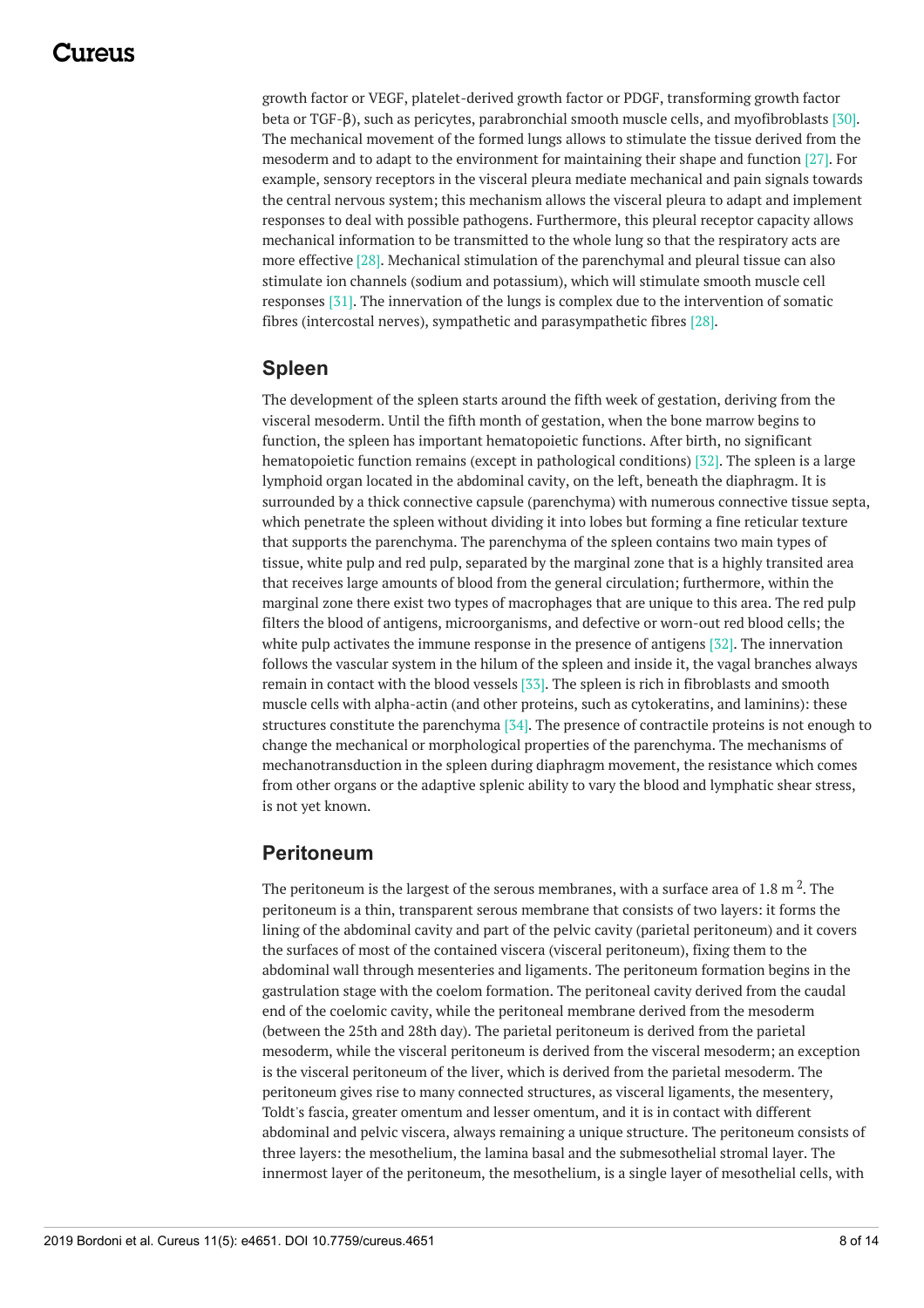growth factor or VEGF, platelet-derived growth factor or PDGF, transforming growth factor beta or TGF-β), such as pericytes, parabronchial smooth muscle cells, and myofibroblasts [30]. The mechanical movement of the formed lungs allows to stimulate the tissue derived from the mesoderm and to adapt to the environment for maintaining their shape and function [27]. For example, sensory receptors in the visceral pleura mediate mechanical and pain signals towards the central nervous system; this mechanism allows the visceral pleura to adapt and implement responses to deal with possible pathogens. Furthermore, this pleural receptor capacity allows mechanical information to be transmitted to the whole lung so that the respiratory acts are more effective [28]. Mechanical stimulation of the parenchymal and pleural tissue can also stimulate ion channels (sodium and potassium), which will stimulate smooth muscle cell responses [31]. The innervation of the lungs is complex due to the intervention of somatic fibres (intercostal nerves), sympathetic and parasympathetic fibres [28].

## Spleen

The development of the spleen starts around the fifth week of gestation, deriving from the visceral mesoderm. Until the fifth month of gestation, when the bone marrow begins to function, the spleen has important hematopoietic functions. After birth, no significant hematopoietic function remains (except in pathological conditions) [32]. The spleen is a large lymphoid organ located in the abdominal cavity, on the left, beneath the diaphragm. It is surrounded by a thick connective capsule (parenchyma) with numerous connective tissue septa, which penetrate the spleen without dividing it into lobes but forming a fine reticular texture that supports the parenchyma. The parenchyma of the spleen contains two main types of tissue, white pulp and red pulp, separated by the marginal zone that is a highly transited area that receives large amounts of blood from the general circulation; furthermore, within the marginal zone there exist two types of macrophages that are unique to this area. The red pulp filters the blood of antigens, microorganisms, and defective or worn-out red blood cells; the white pulp activates the immune response in the presence of antigens [32]. The innervation follows the vascular system in the hilum of the spleen and inside it, the vagal branches always remain in contact with the blood vessels [33]. The spleen is rich in fibroblasts and smooth muscle cells with alpha-actin (and other proteins, such as cytokeratins, and laminins): these structures constitute the parenchyma [34]. The presence of contractile proteins is not enough to change the mechanical or morphological properties of the parenchyma. The mechanisms of mechanotransduction in the spleen during diaphragm movement, the resistance which comes from other organs or the adaptive splenic ability to vary the blood and lymphatic shear stress, is not yet known.

## Peritoneum

The peritoneum is the largest of the serous membranes, with a surface area of 1.8 m $^{2}$. The peritoneum is a thin, transparent serous membrane that consists of two layers: it forms the lining of the abdominal cavity and part of the pelvic cavity (parietal peritoneum) and it covers the surfaces of most of the contained viscera (visceral peritoneum), fixing them to the abdominal wall through mesenteries and ligaments. The peritoneum formation begins in the gastrulation stage with the coelom formation. The peritoneal cavity derived from the caudal end of the coelomic cavity, while the peritoneal membrane derived from the mesoderm (between the 25th and 28th day). The parietal peritoneum is derived from the parietal mesoderm, while the visceral peritoneum is derived from the visceral mesoderm; an exception is the visceral peritoneum of the liver, which is derived from the parietal mesoderm. The peritoneum gives rise to many connected structures, as visceral ligaments, the mesentery, Toldt's fascia, greater omentum and lesser omentum, and it is in contact with different abdominal and pelvic viscera, always remaining a unique structure. The peritoneum consists of three layers: the mesothelium, the lamina basal and the submesothelial stromal layer. The innermost layer of the peritoneum, the mesothelium, is a single layer of mesothelial cells, with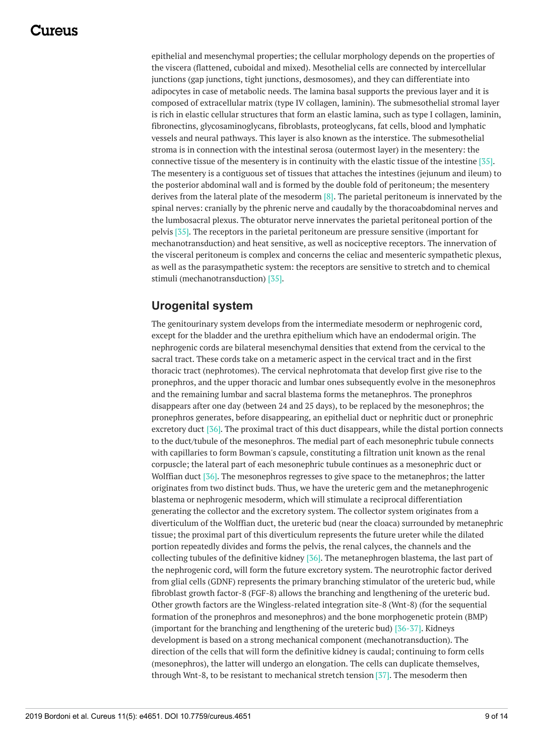epithelial and mesenchymal properties; the cellular morphology depends on the properties of the viscera (flattened, cuboidal and mixed). Mesothelial cells are connected by intercellular junctions (gap junctions, tight junctions, desmosomes), and they can differentiate into adipocytes in case of metabolic needs. The lamina basal supports the previous layer and it is composed of extracellular matrix (type IV collagen, laminin). The submesothelial stromal layer is rich in elastic cellular structures that form an elastic lamina, such as type I collagen, laminin, fibronectins, glycosaminoglycans, fibroblasts, proteoglycans, fat cells, blood and lymphatic vessels and neural pathways. This layer is also known as the interstice. The submesothelial stroma is in connection with the intestinal serosa (outermost layer) in the mesentery: the connective tissue of the mesentery is in continuity with the elastic tissue of the intestine [35]. The mesentery is a contiguous set of tissues that attaches the intestines (jejunum and ileum) to the posterior abdominal wall and is formed by the double fold of peritoneum; the mesentery derives from the lateral plate of the mesoderm [8]. The parietal peritoneum is innervated by the spinal nerves: cranially by the phrenic nerve and caudally by the thoracoabdominal nerves and the lumbosacral plexus. The obturator nerve innervates the parietal peritoneal portion of the pelvis [35]. The receptors in the parietal peritoneum are pressure sensitive (important for mechanotransduction) and heat sensitive, as well as nociceptive receptors. The innervation of the visceral peritoneum is complex and concerns the celiac and mesenteric sympathetic plexus, as well as the parasympathetic system: the receptors are sensitive to stretch and to chemical stimuli (mechanotransduction) [35].

## Urogenital system

The genitourinary system develops from the intermediate mesoderm or nephrogenic cord, except for the bladder and the urethra epithelium which have an endodermal origin. The nephrogenic cords are bilateral mesenchymal densities that extend from the cervical to the sacral tract. These cords take on a metameric aspect in the cervical tract and in the first thoracic tract (nephrotomes). The cervical nephrotomata that develop first give rise to the pronephros, and the upper thoracic and lumbar ones subsequently evolve in the mesonephros and the remaining lumbar and sacral blastema forms the metanephros. The pronephros disappears after one day (between 24 and 25 days), to be replaced by the mesonephros; the pronephros generates, before disappearing, an epithelial duct or nephritic duct or pronephric excretory duct [36]. The proximal tract of this duct disappears, while the distal portion connects to the duct/tubule of the mesonephros. The medial part of each mesonephric tubule connects with capillaries to form Bowman's capsule, constituting a filtration unit known as the renal corpuscle; the lateral part of each mesonephric tubule continues as a mesonephric duct or Wolffian duct [36]. The mesonephros regresses to give space to the metanephros; the latter originates from two distinct buds. Thus, we have the ureteric gem and the metanephrogenic blastema or nephrogenic mesoderm, which will stimulate a reciprocal differentiation generating the collector and the excretory system. The collector system originates from a diverticulum of the Wolffian duct, the ureteric bud (near the cloaca) surrounded by metanephric tissue; the proximal part of this diverticulum represents the future ureter while the dilated portion repeatedly divides and forms the pelvis, the renal calyces, the channels and the collecting tubules of the definitive kidney [36]. The metanephrogen blastema, the last part of the nephrogenic cord, will form the future excretory system. The neurotrophic factor derived from glial cells (GDNF) represents the primary branching stimulator of the ureteric bud, while fibroblast growth factor-8 (FGF-8) allows the branching and lengthening of the ureteric bud. Other growth factors are the Wingless-related integration site-8 (Wnt-8) (for the sequential formation of the pronephros and mesonephros) and the bone morphogenetic protein (BMP) (important for the branching and lengthening of the ureteric bud) [36-37]. Kidneys development is based on a strong mechanical component (mechanotransduction). The direction of the cells that will form the definitive kidney is caudal; continuing to form cells (mesonephros), the latter will undergo an elongation. The cells can duplicate themselves, through Wnt-8, to be resistant to mechanical stretch tension [37]. The mesoderm then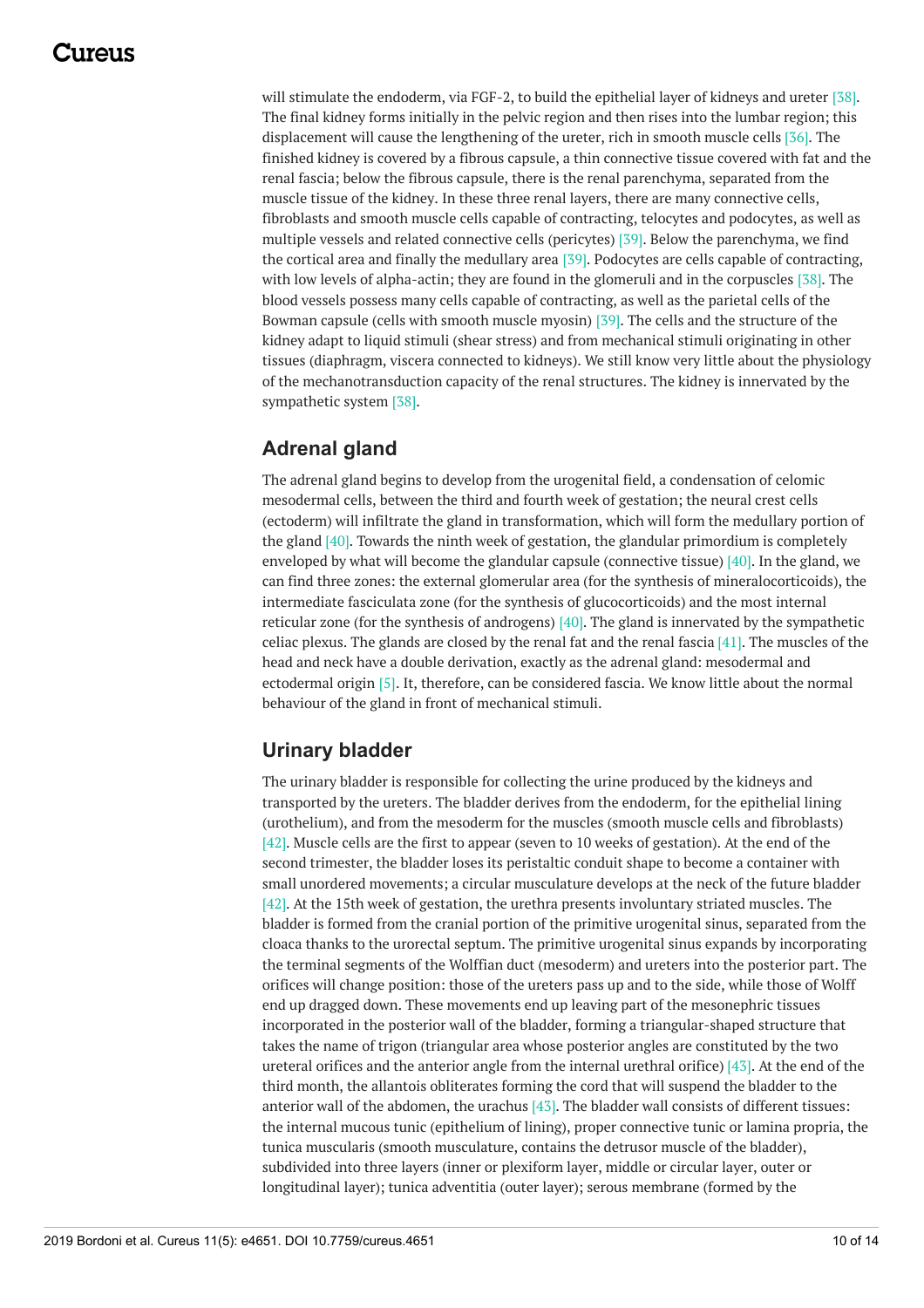will stimulate the endoderm, via FGF-2, to build the epithelial layer of kidneys and ureter [38]. The final kidney forms initially in the pelvic region and then rises into the lumbar region; this displacement will cause the lengthening of the ureter, rich in smooth muscle cells [36]. The finished kidney is covered by a fibrous capsule, a thin connective tissue covered with fat and the renal fascia; below the fibrous capsule, there is the renal parenchyma, separated from the muscle tissue of the kidney. In these three renal layers, there are many connective cells, fibroblasts and smooth muscle cells capable of contracting, telocytes and podocytes, as well as multiple vessels and related connective cells (pericytes) [39]. Below the parenchyma, we find the cortical area and finally the medullary area [39]. Podocytes are cells capable of contracting, with low levels of alpha-actin; they are found in the glomeruli and in the corpuscles [38]. The blood vessels possess many cells capable of contracting, as well as the parietal cells of the Bowman capsule (cells with smooth muscle myosin) [39]. The cells and the structure of the kidney adapt to liquid stimuli (shear stress) and from mechanical stimuli originating in other tissues (diaphragm, viscera connected to kidneys). We still know very little about the physiology of the mechanotransduction capacity of the renal structures. The kidney is innervated by the sympathetic system [38].

## Adrenal gland

The adrenal gland begins to develop from the urogenital field, a condensation of celomic mesodermal cells, between the third and fourth week of gestation; the neural crest cells (ectoderm) will infiltrate the gland in transformation, which will form the medullary portion of the gland [40]. Towards the ninth week of gestation, the glandular primordium is completely enveloped by what will become the glandular capsule (connective tissue) [40]. In the gland, we can find three zones: the external glomerular area (for the synthesis of mineralocorticoids), the intermediate fasciculata zone (for the synthesis of glucocorticoids) and the most internal reticular zone (for the synthesis of androgens) [40]. The gland is innervated by the sympathetic celiac plexus. The glands are closed by the renal fat and the renal fascia [41]. The muscles of the head and neck have a double derivation, exactly as the adrenal gland: mesodermal and ectodermal origin [5]. It, therefore, can be considered fascia. We know little about the normal behaviour of the gland in front of mechanical stimuli.

## Urinary bladder

The urinary bladder is responsible for collecting the urine produced by the kidneys and transported by the ureters. The bladder derives from the endoderm, for the epithelial lining (urothelium), and from the mesoderm for the muscles (smooth muscle cells and fibroblasts) [42]. Muscle cells are the first to appear (seven to 10 weeks of gestation). At the end of the second trimester, the bladder loses its peristaltic conduit shape to become a container with small unordered movements; a circular musculature develops at the neck of the future bladder [42]. At the 15th week of gestation, the urethra presents involuntary striated muscles. The bladder is formed from the cranial portion of the primitive urogenital sinus, separated from the cloaca thanks to the urorectal septum. The primitive urogenital sinus expands by incorporating the terminal segments of the Wolffian duct (mesoderm) and ureters into the posterior part. The orifices will change position: those of the ureters pass up and to the side, while those of Wolff end up dragged down. These movements end up leaving part of the mesonephric tissues incorporated in the posterior wall of the bladder, forming a triangular-shaped structure that takes the name of trigon (triangular area whose posterior angles are constituted by the two ureteral orifices and the anterior angle from the internal urethral orifice) [43]. At the end of the third month, the allantois obliterates forming the cord that will suspend the bladder to the anterior wall of the abdomen, the urachus [43]. The bladder wall consists of different tissues: the internal mucous tunic (epithelium of lining), proper connective tunic or lamina propria, the tunica muscularis (smooth musculature, contains the detrusor muscle of the bladder), subdivided into three layers (inner or plexiform layer, middle or circular layer, outer or longitudinal layer); tunica adventitia (outer layer); serous membrane (formed by the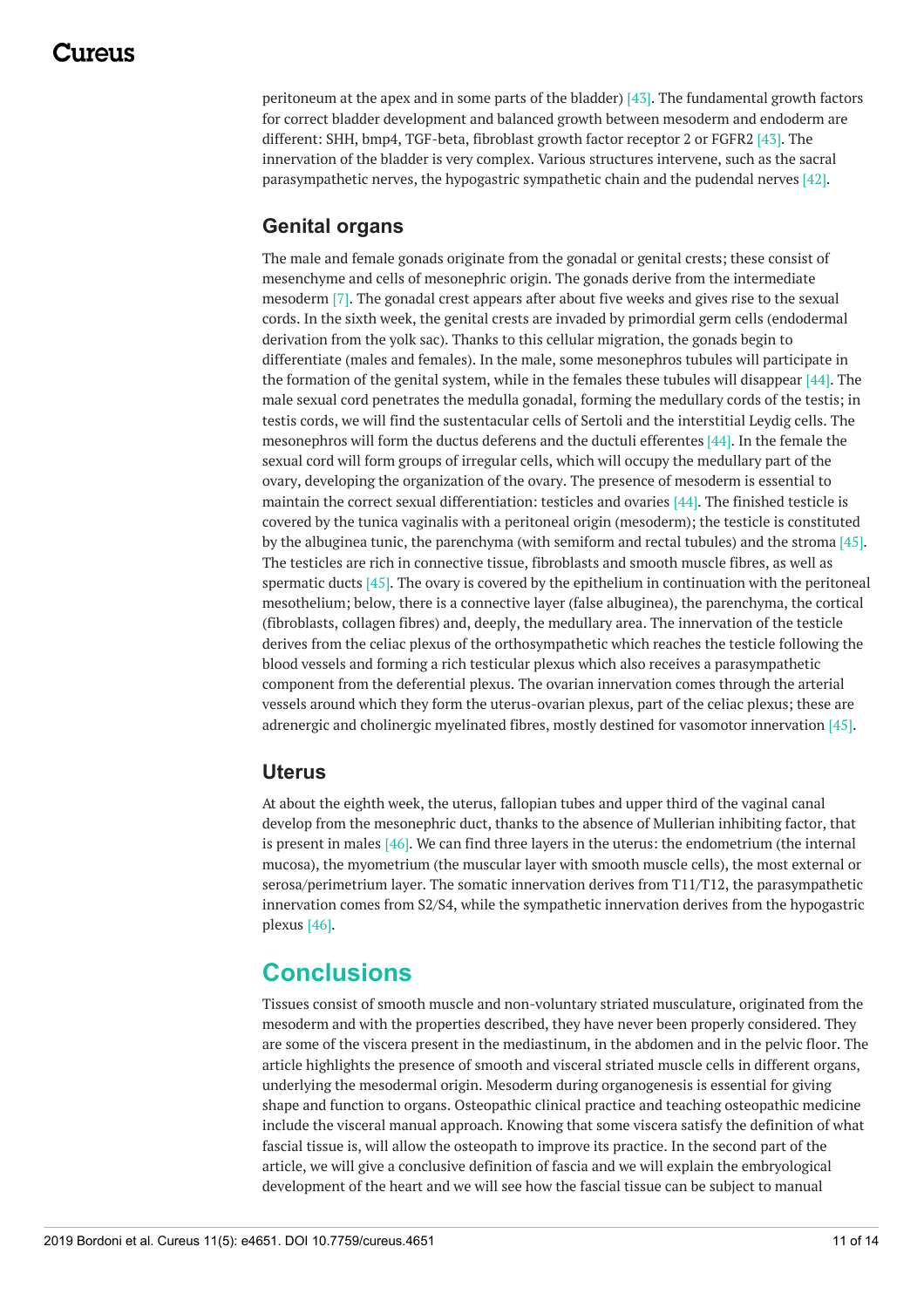peritoneum at the apex and in some parts of the bladder) [43]. The fundamental growth factors for correct bladder development and balanced growth between mesoderm and endoderm are different: SHH, bmp4, TGF-beta, fibroblast growth factor receptor 2 or FGFR2 [43]. The innervation of the bladder is very complex. Various structures intervene, such as the sacral parasympathetic nerves, the hypogastric sympathetic chain and the pudendal nerves [42].

### Genital organs

The male and female gonads originate from the gonadal or genital crests; these consist of mesenchyme and cells of mesonephric origin. The gonads derive from the intermediate mesoderm [7]. The gonadal crest appears after about five weeks and gives rise to the sexual cords. In the sixth week, the genital crests are invaded by primordial germ cells (endodermal derivation from the yolk sac). Thanks to this cellular migration, the gonads begin to differentiate (males and females). In the male, some mesonephros tubules will participate in the formation of the genital system, while in the females these tubules will disappear [44]. The male sexual cord penetrates the medulla gonadal, forming the medullary cords of the testis; in testis cords, we will find the sustentacular cells of Sertoli and the interstitial Leydig cells. The mesonephros will form the ductus deferens and the ductuli efferentes [44]. In the female the sexual cord will form groups of irregular cells, which will occupy the medullary part of the ovary, developing the organization of the ovary. The presence of mesoderm is essential to maintain the correct sexual differentiation: testicles and ovaries [44]. The finished testicle is covered by the tunica vaginalis with a peritoneal origin (mesoderm); the testicle is constituted by the albuginea tunic, the parenchyma (with semiform and rectal tubules) and the stroma [45]. The testicles are rich in connective tissue, fibroblasts and smooth muscle fibres, as well as spermatic ducts [45]. The ovary is covered by the epithelium in continuation with the peritoneal mesothelium; below, there is a connective layer (false albuginea), the parenchyma, the cortical (fibroblasts, collagen fibres) and, deeply, the medullary area. The innervation of the testicle derives from the celiac plexus of the orthosympathetic which reaches the testicle following the blood vessels and forming a rich testicular plexus which also receives a parasympathetic component from the deferential plexus. The ovarian innervation comes through the arterial vessels around which they form the uterus-ovarian plexus, part of the celiac plexus; these are adrenergic and cholinergic myelinated fibres, mostly destined for vasomotor innervation [45].

### Uterus

At about the eighth week, the uterus, fallopian tubes and upper third of the vaginal canal develop from the mesonephric duct, thanks to the absence of Mullerian inhibiting factor, that is present in males [46]. We can find three layers in the uterus: the endometrium (the internal mucosa), the myometrium (the muscular layer with smooth muscle cells), the most external or serosa/perimetrium layer. The somatic innervation derives from T11/T12, the parasympathetic innervation comes from S2/S4, while the sympathetic innervation derives from the hypogastric plexus [46].

## Conclusions

Tissues consist of smooth muscle and non-voluntary striated musculature, originated from the mesoderm and with the properties described, they have never been properly considered. They are some of the viscera present in the mediastinum, in the abdomen and in the pelvic floor. The article highlights the presence of smooth and visceral striated muscle cells in different organs, underlying the mesodermal origin. Mesoderm during organogenesis is essential for giving shape and function to organs. Osteopathic clinical practice and teaching osteopathic medicine include the visceral manual approach. Knowing that some viscera satisfy the definition of what fascial tissue is, will allow the osteopath to improve its practice. In the second part of the article, we will give a conclusive definition of fascia and we will explain the embryological development of the heart and we will see how the fascial tissue can be subject to manual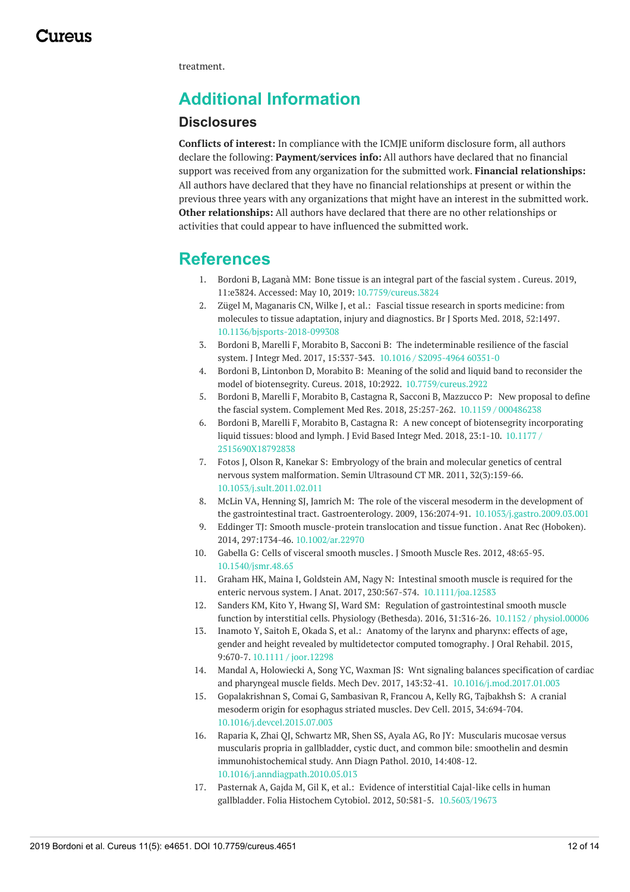treatment.

# Additional Information

## Disclosures

**Conflicts of interest:** In compliance with the ICMJE uniform disclosure form, all authors declare the following: **Payment/services info:** All authors have declared that no financial support was received from any organization for the submitted work. **Financial relationships:** All authors have declared that they have no financial relationships at present or within the previous three years with any organizations that might have an interest in the submitted work. **Other relationships:** All authors have declared that there are no other relationships or activities that could appear to have influenced the submitted work.

# References

1. Bordoni B, Laganà MM: Bone tissue is an integral part of the fascial system . Cureus. 2019, 11:e3824. Accessed: May 10, 2019: 10.7759/cureus.3824
2. Zügel M, Maganaris CN, Wilke J, et al.: Fascial tissue research in sports medicine: from molecules to tissue adaptation, injury and diagnostics. Br J Sports Med. 2018, 52:1497. 10.1136/bjsports-2018-099308
3. Bordoni B, Marelli F, Morabito B, Sacconi B: The indeterminable resilience of the fascial system. J Integr Med. 2017, 15:337-343. 10.1016 / S2095-4964 60351-0
4. Bordoni B, Lintonbon D, Morabito B: Meaning of the solid and liquid band to reconsider the model of biotensegrity. Cureus. 2018, 10:2922. 10.7759/cureus.2922
5. Bordoni B, Marelli F, Morabito B, Castagna R, Sacconi B, Mazzucco P: New proposal to define the fascial system. Complement Med Res. 2018, 25:257-262. 10.1159 / 000486238
6. Bordoni B, Marelli F, Morabito B, Castagna R: A new concept of biotensegrity incorporating liquid tissues: blood and lymph. J Evid Based Integr Med. 2018, 23:1-10. 10.1177 / 2515690X18792838
7. Fotos J, Olson R, Kanekar S: Embryology of the brain and molecular genetics of central nervous system malformation. Semin Ultrasound CT MR. 2011, 32(3):159-66. 10.1053/j.sult.2011.02.011
8. McLin VA, Henning SJ, Jamrich M: The role of the visceral mesoderm in the development of the gastrointestinal tract. Gastroenterology. 2009, 136:2074-91. 10.1053/j.gastro.2009.03.001
9. Eddinger TJ: Smooth muscle-protein translocation and tissue function . Anat Rec (Hoboken). 2014, 297:1734-46. 10.1002/ar.22970
10. Gabella G: Cells of visceral smooth muscles . J Smooth Muscle Res. 2012, 48:65-95. 10.1540/jsmr.48.65
11. Graham HK, Maina I, Goldstein AM, Nagy N: Intestinal smooth muscle is required for the enteric nervous system. J Anat. 2017, 230:567-574. 10.1111/joa.12583
12. Sanders KM, Kito Y, Hwang SJ, Ward SM: Regulation of gastrointestinal smooth muscle function by interstitial cells. Physiology (Bethesda). 2016, 31:316-26. 10.1152 / physiol.00006
13. Inamoto Y, Saitoh E, Okada S, et al.: Anatomy of the larynx and pharynx: effects of age, gender and height revealed by multidetector computed tomography. J Oral Rehabil. 2015, 9:670-7. 10.1111 / joor.12298
14. Mandal A, Holowiecki A, Song YC, Waxman JS: Wnt signaling balances specification of cardiac and pharyngeal muscle fields. Mech Dev. 2017, 143:32-41. 10.1016/j.mod.2017.01.003
15. Gopalakrishnan S, Comai G, Sambasivan R, Francou A, Kelly RG, Tajbakhsh S: A cranial mesoderm origin for esophagus striated muscles. Dev Cell. 2015, 34:694-704. 10.1016/j.devcel.2015.07.003
16. Raparia K, Zhai QJ, Schwartz MR, Shen SS, Ayala AG, Ro JY: Muscularis mucosae versus muscularis propria in gallbladder, cystic duct, and common bile: smoothelin and desmin immunohistochemical study. Ann Diagn Pathol. 2010, 14:408-12. 10.1016/j.anndiagpath.2010.05.013
17. Pasternak A, Gajda M, Gil K, et al.: Evidence of interstitial Cajal-like cells in human gallbladder. Folia Histochem Cytobiol. 2012, 50:581-5. 10.5603/19673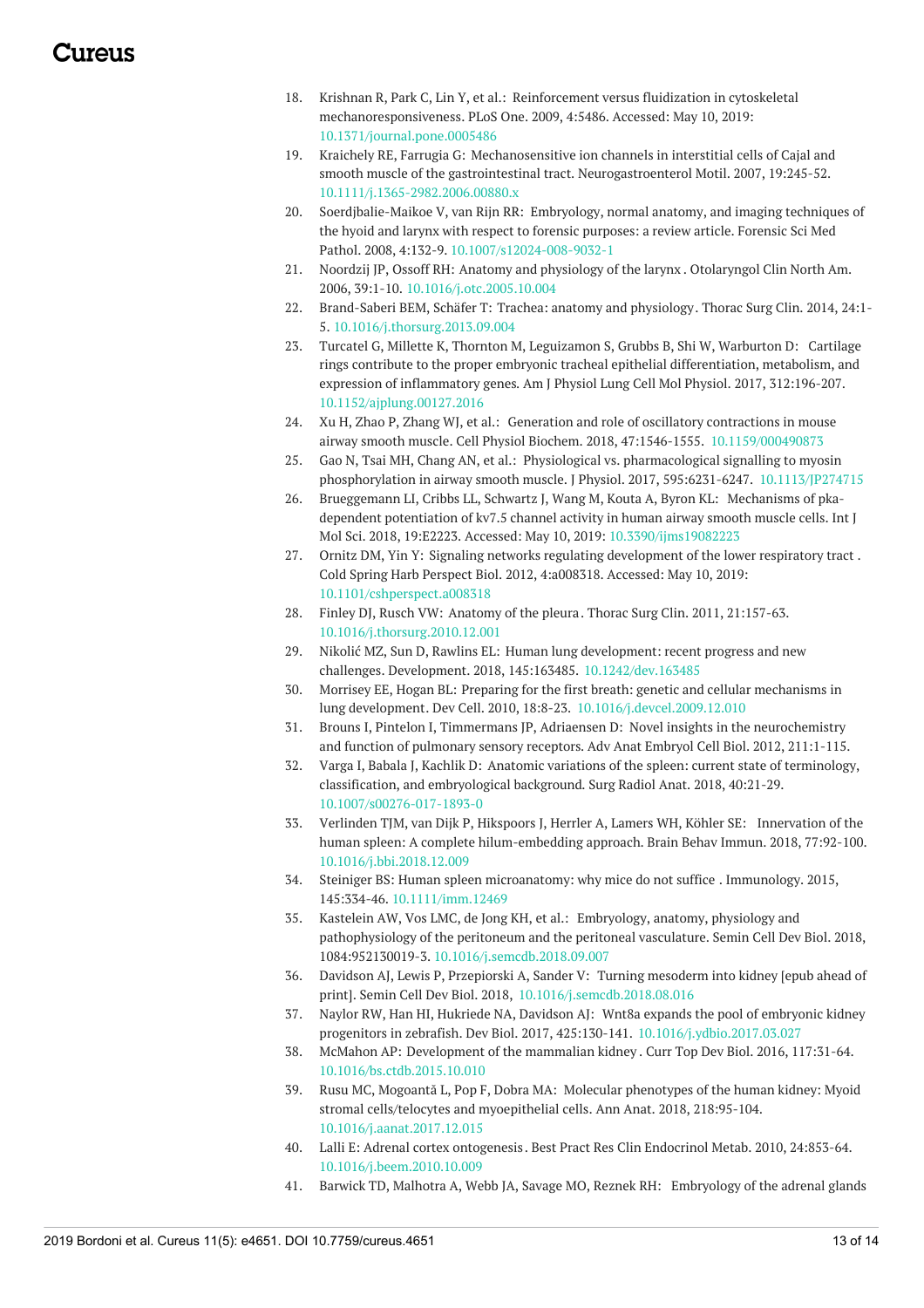18. Krishnan R, Park C, Lin Y, et al.: Reinforcement versus fluidization in cytoskeletal mechanoresponsiveness. PLoS One. 2009, 4:5486. Accessed: May 10, 2019: 10.1371/journal.pone.0005486
19. Kraichely RE, Farrugia G: Mechanosensitive ion channels in interstitial cells of Cajal and smooth muscle of the gastrointestinal tract. Neurogastroenterol Motil. 2007, 19:245-52. 10.1111/j.1365-2982.2006.00880.x
20. Soerdjbalie-Maikoe V, van Rijn RR: Embryology, normal anatomy, and imaging techniques of the hyoid and larynx with respect to forensic purposes: a review article. Forensic Sci Med Pathol. 2008, 4:132-9. 10.1007/s12024-008-9032-1
21. Noordzij JP, Ossoff RH: Anatomy and physiology of the larynx . Otolaryngol Clin North Am. 2006, 39:1-10. 10.1016/j.otc.2005.10.004
22. Brand-Saberi BEM, Schäfer T: Trachea: anatomy and physiology. Thorac Surg Clin. 2014, 24:1-5. 10.1016/j.thorsurg.2013.09.004
23. Turcatel G, Millette K, Thornton M, Leguizamon S, Grubbs B, Shi W, Warburton D: Cartilage rings contribute to the proper embryonic tracheal epithelial differentiation, metabolism, and expression of inflammatory genes. Am J Physiol Lung Cell Mol Physiol. 2017, 312:196-207. 10.1152/ajplung.00127.2016
24. Xu H, Zhao P, Zhang WJ, et al.: Generation and role of oscillatory contractions in mouse airway smooth muscle. Cell Physiol Biochem. 2018, 47:1546-1555. 10.1159/000490873
25. Gao N, Tsai MH, Chang AN, et al.: Physiological vs. pharmacological signalling to myosin phosphorylation in airway smooth muscle. J Physiol. 2017, 595:6231-6247. 10.1113/JP274715
26. Brueggemann LI, Cribbs LL, Schwartz J, Wang M, Kouta A, Byron KL: Mechanisms of pka-dependent potentiation of kv7.5 channel activity in human airway smooth muscle cells. Int J Mol Sci. 2018, 19:E2223. Accessed: May 10, 2019: 10.3390/ijms19082223
27. Ornitz DM, Yin Y: Signaling networks regulating development of the lower respiratory tract . Cold Spring Harb Perspect Biol. 2012, 4:a008318. Accessed: May 10, 2019: 10.1101/cshperspect.a008318
28. Finley DJ, Rusch VW: Anatomy of the pleura . Thorac Surg Clin. 2011, 21:157-63. 10.1016/j.thorsurg.2010.12.001
29. Nikolić MZ, Sun D, Rawlins EL: Human lung development: recent progress and new challenges. Development. 2018, 145:163485. 10.1242/dev.163485
30. Morrisey EE, Hogan BL: Preparing for the first breath: genetic and cellular mechanisms in lung development. Dev Cell. 2010, 18:8-23. 10.1016/j.devcel.2009.12.010
31. Brouns I, Pintelon I, Timmermans JP, Adriaensen D: Novel insights in the neurochemistry and function of pulmonary sensory receptors. Adv Anat Embryol Cell Biol. 2012, 211:1-115.
32. Varga I, Babala J, Kachlik D: Anatomic variations of the spleen: current state of terminology, classification, and embryological background. Surg Radiol Anat. 2018, 40:21-29. 10.1007/s00276-017-1893-0
33. Verlinden TJM, van Dijk P, Hikspoors J, Herrler A, Lamers WH, Köhler SE: Innervation of the human spleen: A complete hilum-embedding approach. Brain Behav Immun. 2018, 77:92-100. 10.1016/j.bbi.2018.12.009
34. Steiniger BS: Human spleen microanatomy: why mice do not suffice . Immunology. 2015, 145:334-46. 10.1111/imm.12469
35. Kastelein AW, Vos LMC, de Jong KH, et al.: Embryology, anatomy, physiology and pathophysiology of the peritoneum and the peritoneal vasculature. Semin Cell Dev Biol. 2018, 1084:952130019-3. 10.1016/j.semcdb.2018.09.007
36. Davidson AJ, Lewis P, Przepiorski A, Sander V: Turning mesoderm into kidney [epub ahead of print]. Semin Cell Dev Biol. 2018, 10.1016/j.semcdb.2018.08.016
37. Naylor RW, Han HI, Hukriede NA, Davidson AJ: Wnt8a expands the pool of embryonic kidney progenitors in zebrafish. Dev Biol. 2017, 425:130-141. 10.1016/j.ydbio.2017.03.027
38. McMahon AP: Development of the mammalian kidney . Curr Top Dev Biol. 2016, 117:31-64. 10.1016/bs.ctdb.2015.10.010
39. Rusu MC, Mogoantă L, Pop F, Dobra MA: Molecular phenotypes of the human kidney: Myoid stromal cells/telocytes and myoepithelial cells. Ann Anat. 2018, 218:95-104. 10.1016/j.aanat.2017.12.015
40. Lalli E: Adrenal cortex ontogenesis . Best Pract Res Clin Endocrinol Metab. 2010, 24:853-64. 10.1016/j.beem.2010.10.009
41. Barwick TD, Malhotra A, Webb JA, Savage MO, Reznek RH: Embryology of the adrenal glands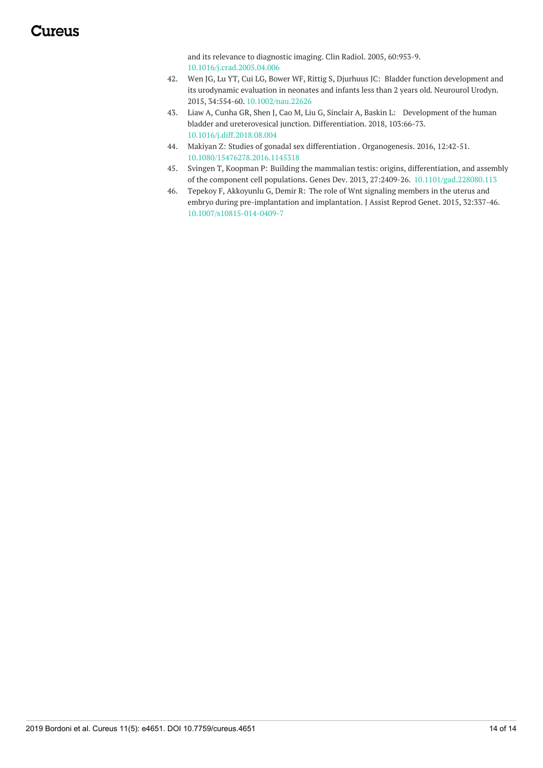and its relevance to diagnostic imaging. Clin Radiol. 2005, 60:953-9. 10.1016/j.crad.2005.04.006

42. Wen JG, Lu YT, Cui LG, Bower WF, Rittig S, Djurhuus JC: Bladder function development and its urodynamic evaluation in neonates and infants less than 2 years old. Neurourol Urodyn. 2015, 34:554-60. 10.1002/nau.22626
43. Liaw A, Cunha GR, Shen J, Cao M, Liu G, Sinclair A, Baskin L: Development of the human bladder and ureterovesical junction. Differentiation. 2018, 103:66-73. 10.1016/j.diff.2018.08.004
44. Makiyan Z: Studies of gonadal sex differentiation . Organogenesis. 2016, 12:42-51. 10.1080/15476278.2016.1145318
45. Svingen T, Koopman P: Building the mammalian testis: origins, differentiation, and assembly of the component cell populations. Genes Dev. 2013, 27:2409-26. 10.1101/gad.228080.113
46. Tepekoy F, Akkoyunlu G, Demir R: The role of Wnt signaling members in the uterus and embryo during pre-implantation and implantation. J Assist Reprod Genet. 2015, 32:337-46. 10.1007/s10815-014-0409-7